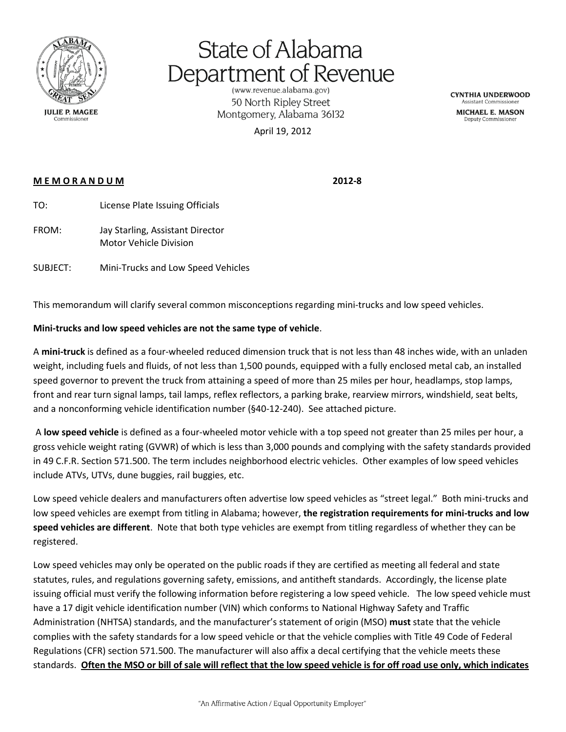# State of Alabama Department of Revenue

(www.revenue.alabama.gov)
50 North Ripley Street
Montgomery, Alabama 36132

JULIE P. MAGEE
Commissioner

CYNTHIA UNDERWOOD
Assistant Commissioner

MICHAEL E. MASON
Deputy Commissioner

April 19, 2012

**M E M O R A N D U M** **2012-8**

TO: License Plate Issuing Officials

FROM: Jay Starling, Assistant Director
Motor Vehicle Division

SUBJECT: Mini-Trucks and Low Speed Vehicles

This memorandum will clarify several common misconceptions regarding mini-trucks and low speed vehicles.

**Mini-trucks and low speed vehicles are not the same type of vehicle**.

A **mini-truck** is defined as a four-wheeled reduced dimension truck that is not less than 48 inches wide, with an unladen weight, including fuels and fluids, of not less than 1,500 pounds, equipped with a fully enclosed metal cab, an installed speed governor to prevent the truck from attaining a speed of more than 25 miles per hour, headlamps, stop lamps, front and rear turn signal lamps, tail lamps, reflex reflectors, a parking brake, rearview mirrors, windshield, seat belts, and a nonconforming vehicle identification number (§40-12-240). See attached picture.

A **low speed vehicle** is defined as a four-wheeled motor vehicle with a top speed not greater than 25 miles per hour, a gross vehicle weight rating (GVWR) of which is less than 3,000 pounds and complying with the safety standards provided in 49 C.F.R. Section 571.500. The term includes neighborhood electric vehicles. Other examples of low speed vehicles include ATVs, UTVs, dune buggies, rail buggies, etc.

Low speed vehicle dealers and manufacturers often advertise low speed vehicles as "street legal." Both mini-trucks and low speed vehicles are exempt from titling in Alabama; however, **the registration requirements for mini-trucks and low speed vehicles are different**. Note that both type vehicles are exempt from titling regardless of whether they can be registered.

Low speed vehicles may only be operated on the public roads if they are certified as meeting all federal and state statutes, rules, and regulations governing safety, emissions, and antitheft standards. Accordingly, the license plate issuing official must verify the following information before registering a low speed vehicle. The low speed vehicle must have a 17 digit vehicle identification number (VIN) which conforms to National Highway Safety and Traffic Administration (NHTSA) standards, and the manufacturer's statement of origin (MSO) **must** state that the vehicle complies with the safety standards for a low speed vehicle or that the vehicle complies with Title 49 Code of Federal Regulations (CFR) section 571.500. The manufacturer will also affix a decal certifying that the vehicle meets these standards. **<u>Often the MSO or bill of sale will reflect that the low speed vehicle is for off road use only, which indicates</u>**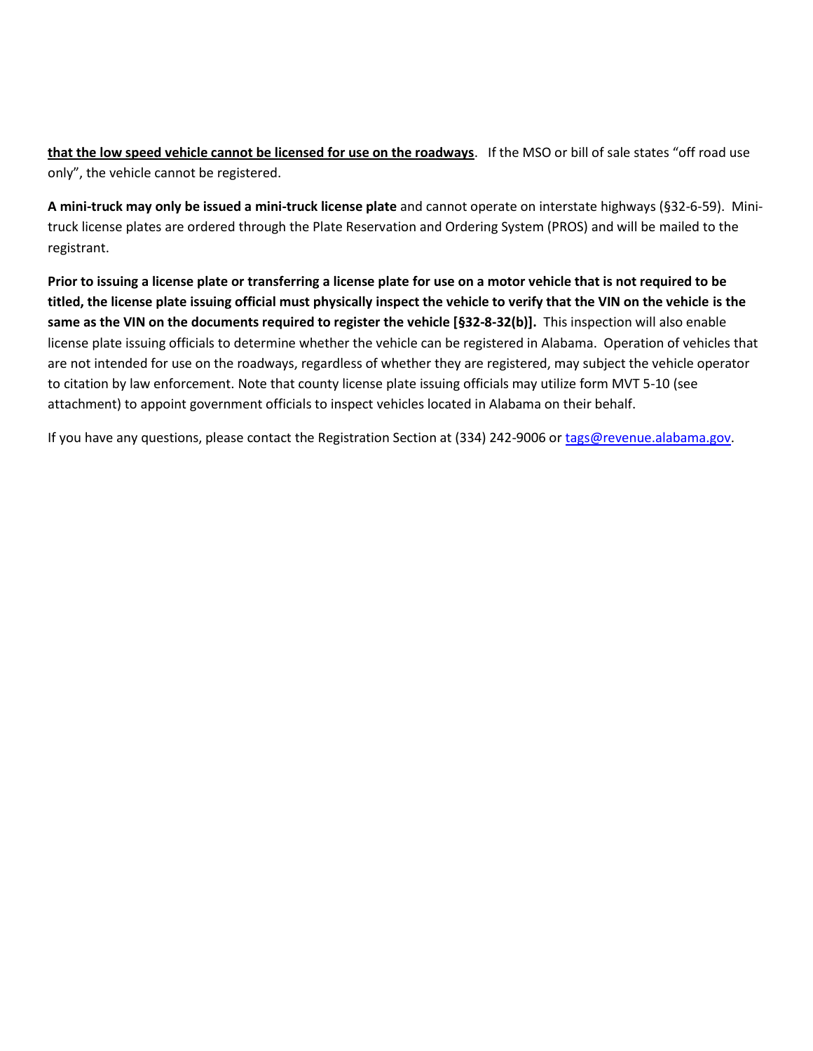**<u>that the low speed vehicle cannot be licensed for use on the roadways</u>**. If the MSO or bill of sale states "off road use only", the vehicle cannot be registered.

**A mini-truck may only be issued a mini-truck license plate** and cannot operate on interstate highways (§32-6-59). Mini-truck license plates are ordered through the Plate Reservation and Ordering System (PROS) and will be mailed to the registrant.

**Prior to issuing a license plate or transferring a license plate for use on a motor vehicle that is not required to be titled, the license plate issuing official must physically inspect the vehicle to verify that the VIN on the vehicle is the same as the VIN on the documents required to register the vehicle [§32-8-32(b)].** This inspection will also enable license plate issuing officials to determine whether the vehicle can be registered in Alabama. Operation of vehicles that are not intended for use on the roadways, regardless of whether they are registered, may subject the vehicle operator to citation by law enforcement. Note that county license plate issuing officials may utilize form MVT 5-10 (see attachment) to appoint government officials to inspect vehicles located in Alabama on their behalf.

If you have any questions, please contact the Registration Section at (334) 242-9006 or tags@revenue.alabama.gov.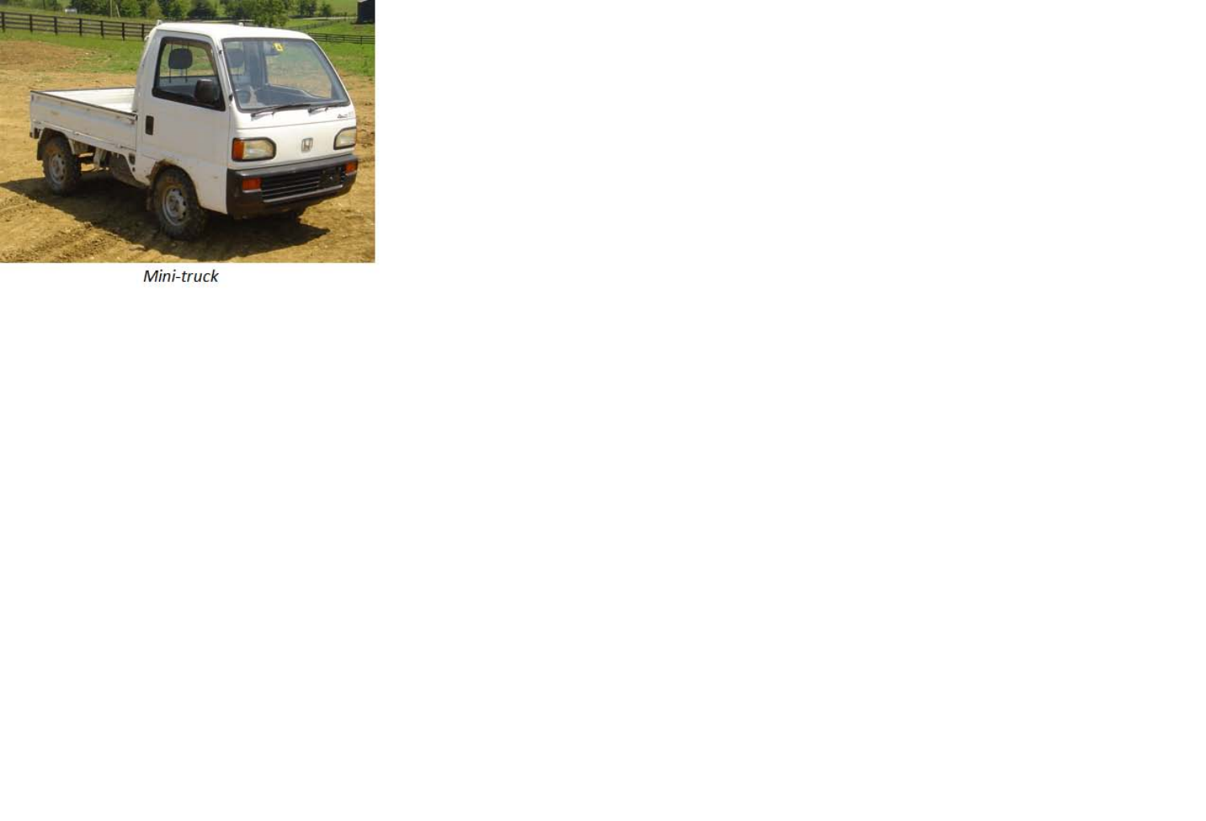*Mini-truck*